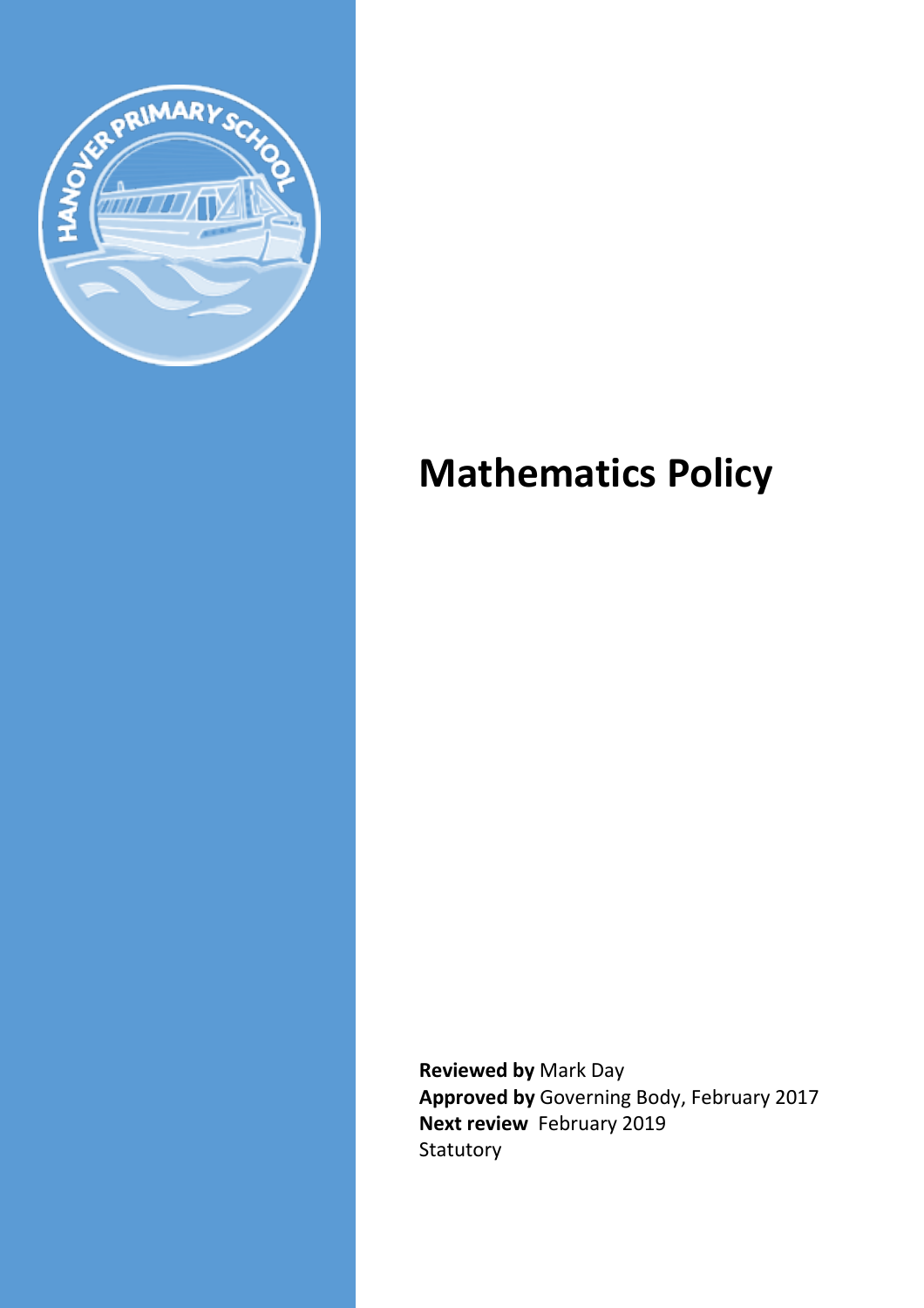# Mathematics Policy

**Reviewed by** Mark Day
**Approved by** Governing Body, February 2017
**Next review** February 2019
Statutory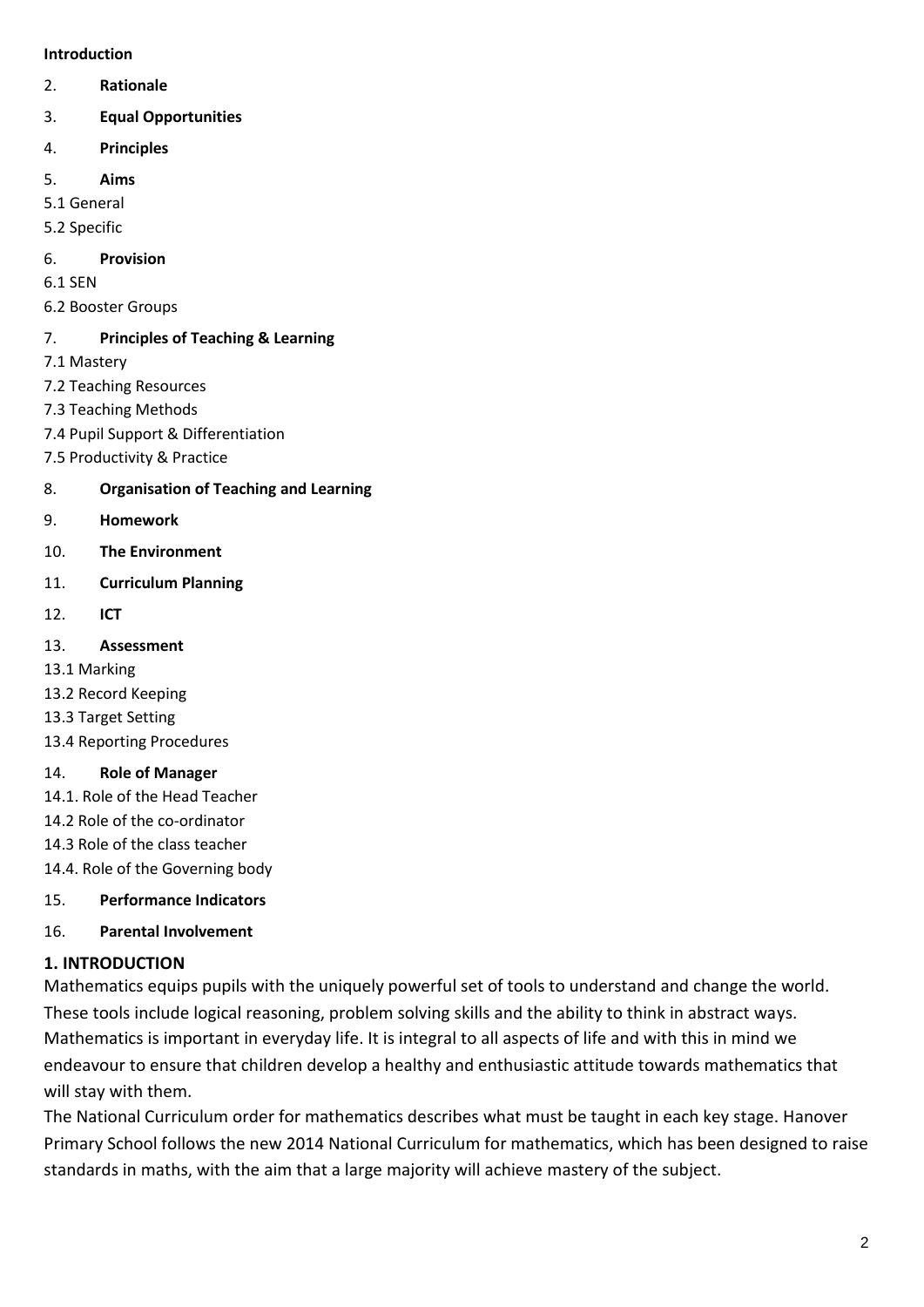**Introduction**

2. **Rationale**

3. **Equal Opportunities**

4. **Principles**

5. **Aims**

5.1 General

5.2 Specific

6. **Provision**

6.1 SEN

6.2 Booster Groups

7. **Principles of Teaching & Learning**

7.1 Mastery

7.2 Teaching Resources

7.3 Teaching Methods

7.4 Pupil Support & Differentiation

7.5 Productivity & Practice

8. **Organisation of Teaching and Learning**

9. **Homework**

10. **The Environment**

11. **Curriculum Planning**

12. **ICT**

13. **Assessment**

13.1 Marking

13.2 Record Keeping

13.3 Target Setting

13.4 Reporting Procedures

14. **Role of Manager**

14.1. Role of the Head Teacher

14.2 Role of the co-ordinator

14.3 Role of the class teacher

14.4. Role of the Governing body

15. **Performance Indicators**

16. **Parental Involvement**

## 1. INTRODUCTION

Mathematics equips pupils with the uniquely powerful set of tools to understand and change the world. These tools include logical reasoning, problem solving skills and the ability to think in abstract ways. Mathematics is important in everyday life. It is integral to all aspects of life and with this in mind we endeavour to ensure that children develop a healthy and enthusiastic attitude towards mathematics that will stay with them.

The National Curriculum order for mathematics describes what must be taught in each key stage. Hanover Primary School follows the new 2014 National Curriculum for mathematics, which has been designed to raise standards in maths, with the aim that a large majority will achieve mastery of the subject.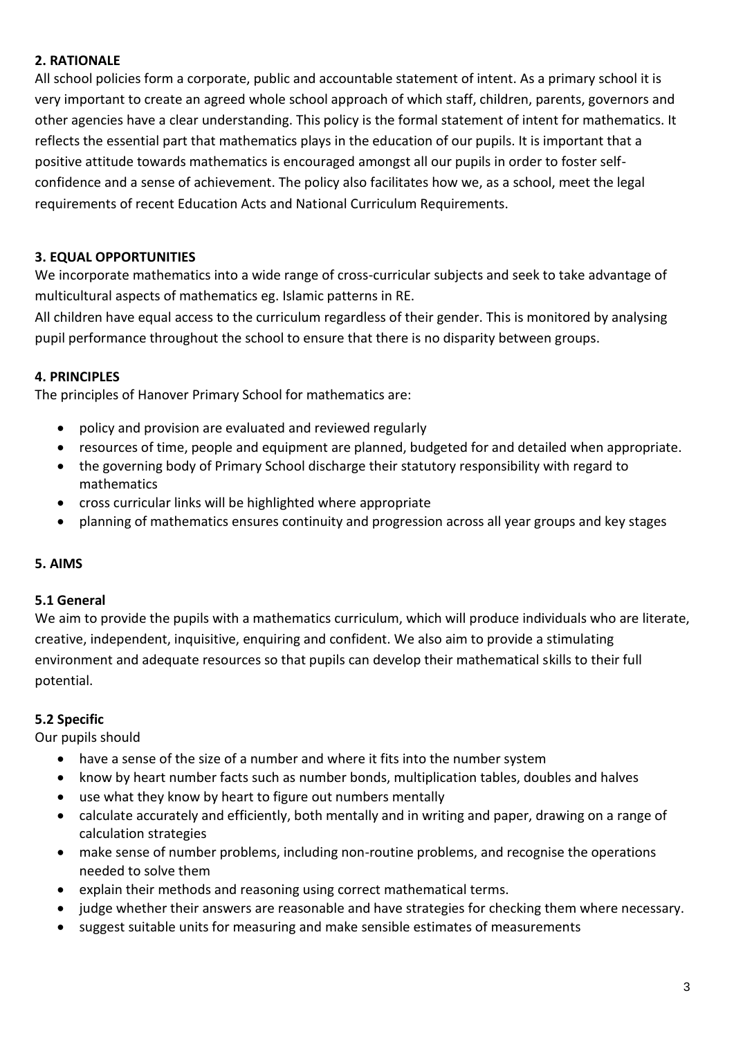## 2. RATIONALE

All school policies form a corporate, public and accountable statement of intent. As a primary school it is very important to create an agreed whole school approach of which staff, children, parents, governors and other agencies have a clear understanding. This policy is the formal statement of intent for mathematics. It reflects the essential part that mathematics plays in the education of our pupils. It is important that a positive attitude towards mathematics is encouraged amongst all our pupils in order to foster self-confidence and a sense of achievement. The policy also facilitates how we, as a school, meet the legal requirements of recent Education Acts and National Curriculum Requirements.

## 3. EQUAL OPPORTUNITIES

We incorporate mathematics into a wide range of cross-curricular subjects and seek to take advantage of multicultural aspects of mathematics eg. Islamic patterns in RE.

All children have equal access to the curriculum regardless of their gender. This is monitored by analysing pupil performance throughout the school to ensure that there is no disparity between groups.

## 4. PRINCIPLES

The principles of Hanover Primary School for mathematics are:

- policy and provision are evaluated and reviewed regularly
- resources of time, people and equipment are planned, budgeted for and detailed when appropriate.
- the governing body of Primary School discharge their statutory responsibility with regard to mathematics
- cross curricular links will be highlighted where appropriate
- planning of mathematics ensures continuity and progression across all year groups and key stages

## 5. AIMS

### 5.1 General

We aim to provide the pupils with a mathematics curriculum, which will produce individuals who are literate, creative, independent, inquisitive, enquiring and confident. We also aim to provide a stimulating environment and adequate resources so that pupils can develop their mathematical skills to their full potential.

### 5.2 Specific

Our pupils should

- have a sense of the size of a number and where it fits into the number system
- know by heart number facts such as number bonds, multiplication tables, doubles and halves
- use what they know by heart to figure out numbers mentally
- calculate accurately and efficiently, both mentally and in writing and paper, drawing on a range of calculation strategies
- make sense of number problems, including non-routine problems, and recognise the operations needed to solve them
- explain their methods and reasoning using correct mathematical terms.
- judge whether their answers are reasonable and have strategies for checking them where necessary.
- suggest suitable units for measuring and make sensible estimates of measurements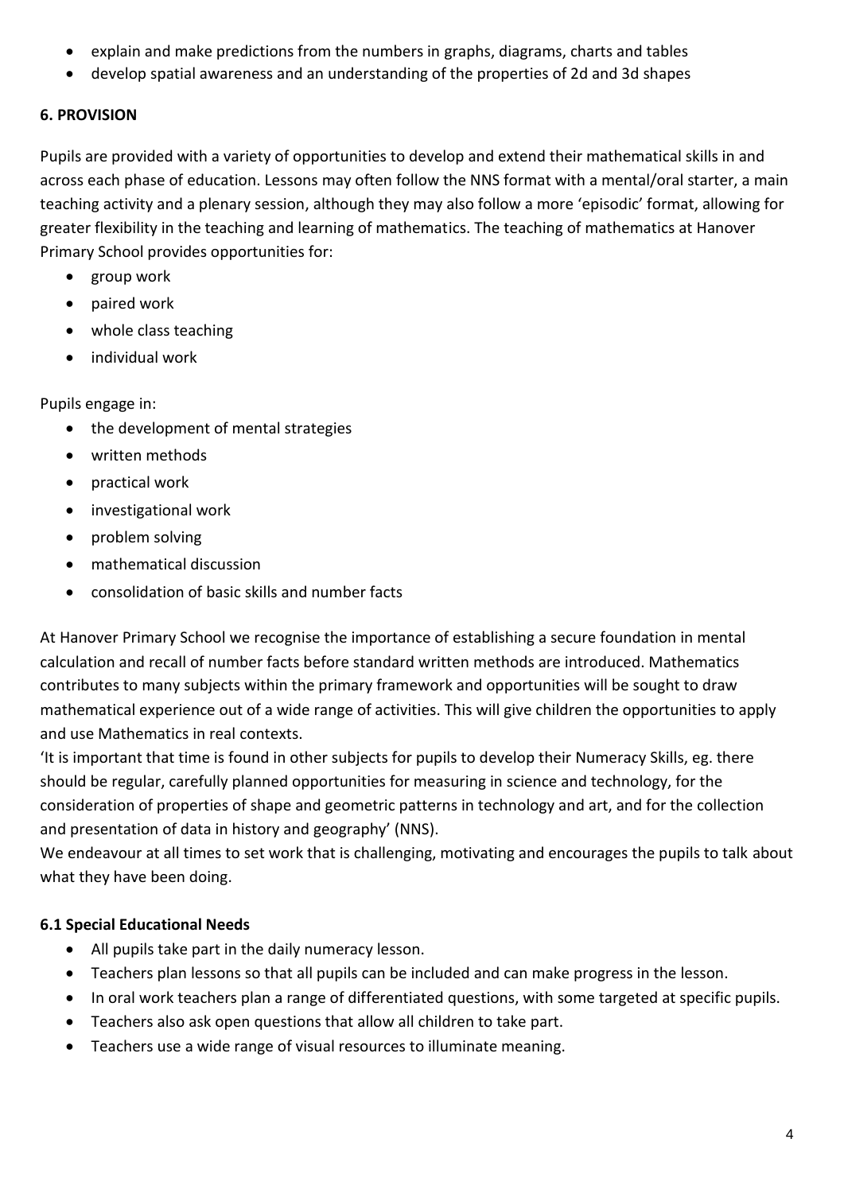- explain and make predictions from the numbers in graphs, diagrams, charts and tables
- develop spatial awareness and an understanding of the properties of 2d and 3d shapes

## 6. PROVISION

Pupils are provided with a variety of opportunities to develop and extend their mathematical skills in and across each phase of education. Lessons may often follow the NNS format with a mental/oral starter, a main teaching activity and a plenary session, although they may also follow a more 'episodic' format, allowing for greater flexibility in the teaching and learning of mathematics. The teaching of mathematics at Hanover Primary School provides opportunities for:

- group work
- paired work
- whole class teaching
- individual work

Pupils engage in:

- the development of mental strategies
- written methods
- practical work
- investigational work
- problem solving
- mathematical discussion
- consolidation of basic skills and number facts

At Hanover Primary School we recognise the importance of establishing a secure foundation in mental calculation and recall of number facts before standard written methods are introduced. Mathematics contributes to many subjects within the primary framework and opportunities will be sought to draw mathematical experience out of a wide range of activities. This will give children the opportunities to apply and use Mathematics in real contexts.

'It is important that time is found in other subjects for pupils to develop their Numeracy Skills, eg. there should be regular, carefully planned opportunities for measuring in science and technology, for the consideration of properties of shape and geometric patterns in technology and art, and for the collection and presentation of data in history and geography' (NNS).

We endeavour at all times to set work that is challenging, motivating and encourages the pupils to talk about what they have been doing.

### 6.1 Special Educational Needs

- All pupils take part in the daily numeracy lesson.
- Teachers plan lessons so that all pupils can be included and can make progress in the lesson.
- In oral work teachers plan a range of differentiated questions, with some targeted at specific pupils.
- Teachers also ask open questions that allow all children to take part.
- Teachers use a wide range of visual resources to illuminate meaning.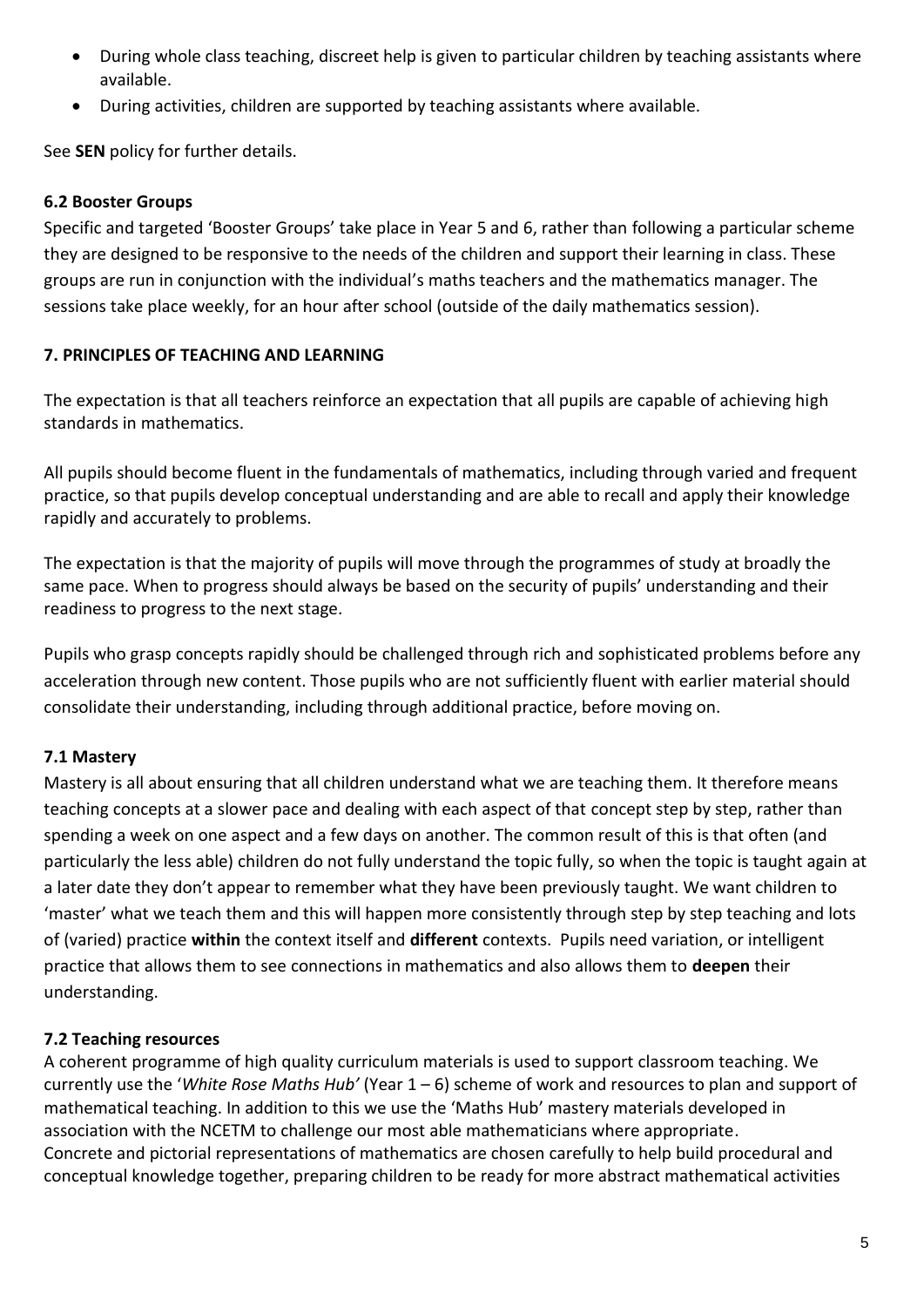- During whole class teaching, discreet help is given to particular children by teaching assistants where available.
- During activities, children are supported by teaching assistants where available.

See **SEN** policy for further details.

### 6.2 Booster Groups

Specific and targeted 'Booster Groups' take place in Year 5 and 6, rather than following a particular scheme they are designed to be responsive to the needs of the children and support their learning in class. These groups are run in conjunction with the individual's maths teachers and the mathematics manager. The sessions take place weekly, for an hour after school (outside of the daily mathematics session).

## 7. PRINCIPLES OF TEACHING AND LEARNING

The expectation is that all teachers reinforce an expectation that all pupils are capable of achieving high standards in mathematics.

All pupils should become fluent in the fundamentals of mathematics, including through varied and frequent practice, so that pupils develop conceptual understanding and are able to recall and apply their knowledge rapidly and accurately to problems.

The expectation is that the majority of pupils will move through the programmes of study at broadly the same pace. When to progress should always be based on the security of pupils' understanding and their readiness to progress to the next stage.

Pupils who grasp concepts rapidly should be challenged through rich and sophisticated problems before any acceleration through new content. Those pupils who are not sufficiently fluent with earlier material should consolidate their understanding, including through additional practice, before moving on.

### 7.1 Mastery

Mastery is all about ensuring that all children understand what we are teaching them. It therefore means teaching concepts at a slower pace and dealing with each aspect of that concept step by step, rather than spending a week on one aspect and a few days on another. The common result of this is that often (and particularly the less able) children do not fully understand the topic fully, so when the topic is taught again at a later date they don't appear to remember what they have been previously taught. We want children to 'master' what we teach them and this will happen more consistently through step by step teaching and lots of (varied) practice **within** the context itself and **different** contexts. Pupils need variation, or intelligent practice that allows them to see connections in mathematics and also allows them to **deepen** their understanding.

### 7.2 Teaching resources

A coherent programme of high quality curriculum materials is used to support classroom teaching. We currently use the '*White Rose Maths Hub'* (Year 1 – 6) scheme of work and resources to plan and support of mathematical teaching. In addition to this we use the 'Maths Hub' mastery materials developed in association with the NCETM to challenge our most able mathematicians where appropriate.
Concrete and pictorial representations of mathematics are chosen carefully to help build procedural and conceptual knowledge together, preparing children to be ready for more abstract mathematical activities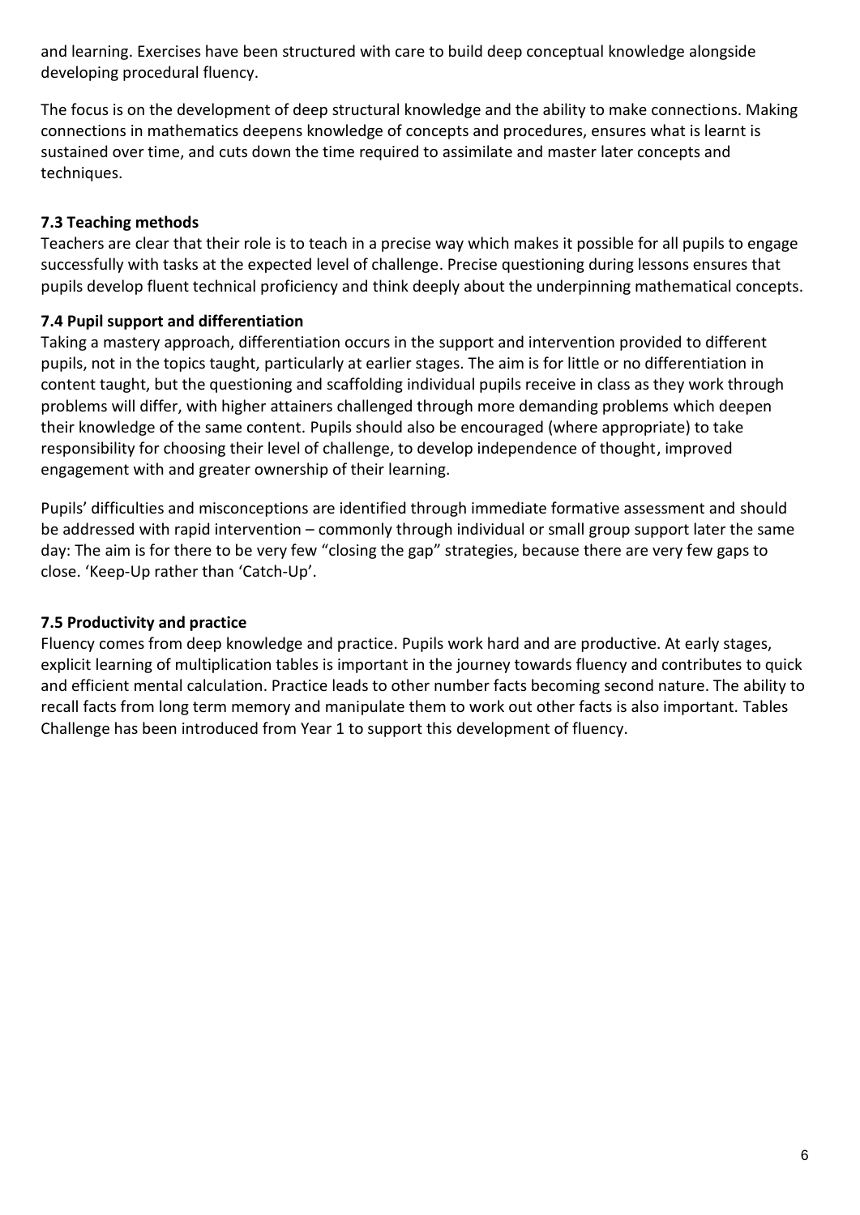and learning. Exercises have been structured with care to build deep conceptual knowledge alongside developing procedural fluency.

The focus is on the development of deep structural knowledge and the ability to make connections. Making connections in mathematics deepens knowledge of concepts and procedures, ensures what is learnt is sustained over time, and cuts down the time required to assimilate and master later concepts and techniques.

### 7.3 Teaching methods

Teachers are clear that their role is to teach in a precise way which makes it possible for all pupils to engage successfully with tasks at the expected level of challenge. Precise questioning during lessons ensures that pupils develop fluent technical proficiency and think deeply about the underpinning mathematical concepts.

### 7.4 Pupil support and differentiation

Taking a mastery approach, differentiation occurs in the support and intervention provided to different pupils, not in the topics taught, particularly at earlier stages. The aim is for little or no differentiation in content taught, but the questioning and scaffolding individual pupils receive in class as they work through problems will differ, with higher attainers challenged through more demanding problems which deepen their knowledge of the same content. Pupils should also be encouraged (where appropriate) to take responsibility for choosing their level of challenge, to develop independence of thought, improved engagement with and greater ownership of their learning.

Pupils' difficulties and misconceptions are identified through immediate formative assessment and should be addressed with rapid intervention – commonly through individual or small group support later the same day: The aim is for there to be very few "closing the gap" strategies, because there are very few gaps to close. 'Keep-Up rather than 'Catch-Up'.

### 7.5 Productivity and practice

Fluency comes from deep knowledge and practice. Pupils work hard and are productive. At early stages, explicit learning of multiplication tables is important in the journey towards fluency and contributes to quick and efficient mental calculation. Practice leads to other number facts becoming second nature. The ability to recall facts from long term memory and manipulate them to work out other facts is also important. Tables Challenge has been introduced from Year 1 to support this development of fluency.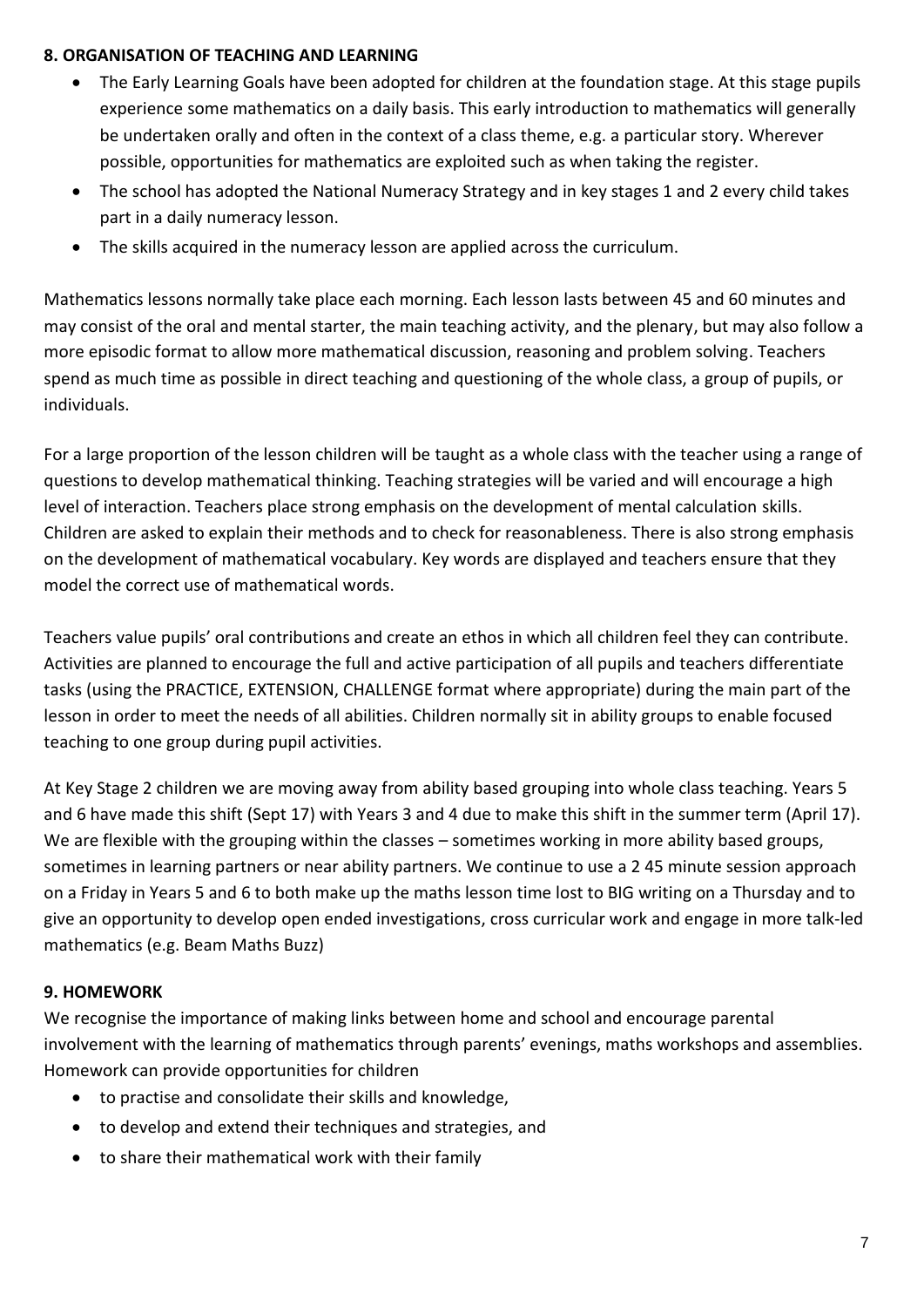## 8. ORGANISATION OF TEACHING AND LEARNING

- The Early Learning Goals have been adopted for children at the foundation stage. At this stage pupils experience some mathematics on a daily basis. This early introduction to mathematics will generally be undertaken orally and often in the context of a class theme, e.g. a particular story. Wherever possible, opportunities for mathematics are exploited such as when taking the register.
- The school has adopted the National Numeracy Strategy and in key stages 1 and 2 every child takes part in a daily numeracy lesson.
- The skills acquired in the numeracy lesson are applied across the curriculum.

Mathematics lessons normally take place each morning. Each lesson lasts between 45 and 60 minutes and may consist of the oral and mental starter, the main teaching activity, and the plenary, but may also follow a more episodic format to allow more mathematical discussion, reasoning and problem solving. Teachers spend as much time as possible in direct teaching and questioning of the whole class, a group of pupils, or individuals.

For a large proportion of the lesson children will be taught as a whole class with the teacher using a range of questions to develop mathematical thinking. Teaching strategies will be varied and will encourage a high level of interaction. Teachers place strong emphasis on the development of mental calculation skills. Children are asked to explain their methods and to check for reasonableness. There is also strong emphasis on the development of mathematical vocabulary. Key words are displayed and teachers ensure that they model the correct use of mathematical words.

Teachers value pupils' oral contributions and create an ethos in which all children feel they can contribute. Activities are planned to encourage the full and active participation of all pupils and teachers differentiate tasks (using the PRACTICE, EXTENSION, CHALLENGE format where appropriate) during the main part of the lesson in order to meet the needs of all abilities. Children normally sit in ability groups to enable focused teaching to one group during pupil activities.

At Key Stage 2 children we are moving away from ability based grouping into whole class teaching. Years 5 and 6 have made this shift (Sept 17) with Years 3 and 4 due to make this shift in the summer term (April 17). We are flexible with the grouping within the classes – sometimes working in more ability based groups, sometimes in learning partners or near ability partners. We continue to use a 2 45 minute session approach on a Friday in Years 5 and 6 to both make up the maths lesson time lost to BIG writing on a Thursday and to give an opportunity to develop open ended investigations, cross curricular work and engage in more talk-led mathematics (e.g. Beam Maths Buzz)

## 9. HOMEWORK

We recognise the importance of making links between home and school and encourage parental involvement with the learning of mathematics through parents' evenings, maths workshops and assemblies. Homework can provide opportunities for children

- to practise and consolidate their skills and knowledge,
- to develop and extend their techniques and strategies, and
- to share their mathematical work with their family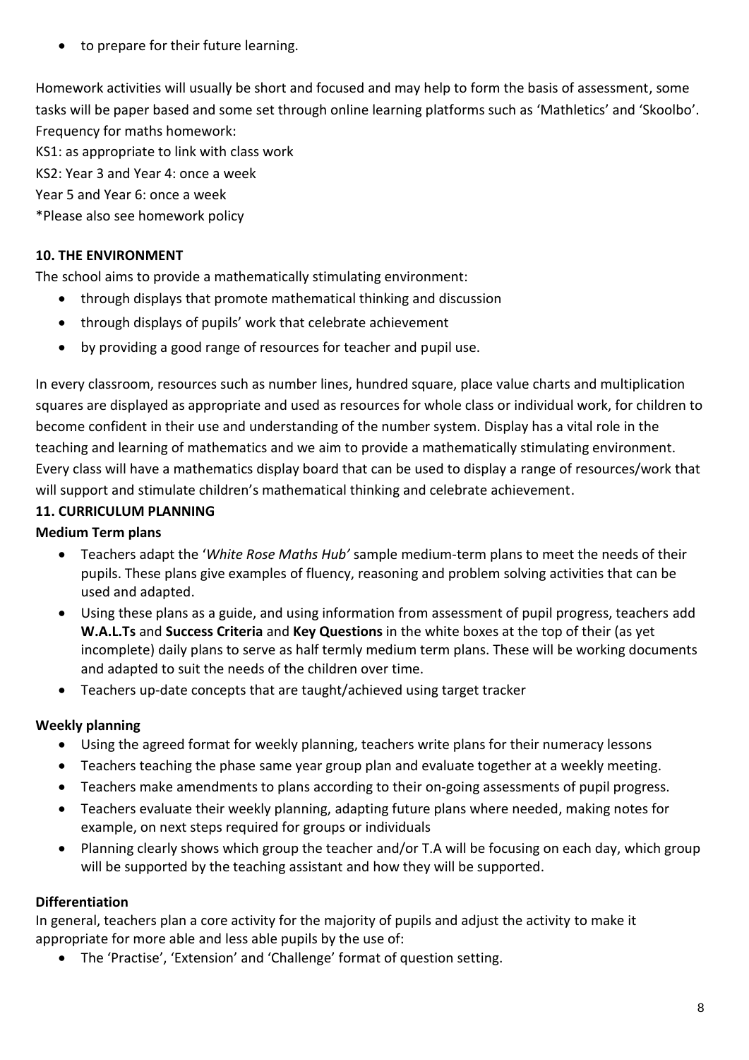- to prepare for their future learning.

Homework activities will usually be short and focused and may help to form the basis of assessment, some tasks will be paper based and some set through online learning platforms such as 'Mathletics' and 'Skoolbo'. Frequency for maths homework:

KS1: as appropriate to link with class work

KS2: Year 3 and Year 4: once a week

Year 5 and Year 6: once a week

*Please also see homework policy

**10. THE ENVIRONMENT**

The school aims to provide a mathematically stimulating environment:

- through displays that promote mathematical thinking and discussion
- through displays of pupils' work that celebrate achievement
- by providing a good range of resources for teacher and pupil use.

In every classroom, resources such as number lines, hundred square, place value charts and multiplication squares are displayed as appropriate and used as resources for whole class or individual work, for children to become confident in their use and understanding of the number system. Display has a vital role in the teaching and learning of mathematics and we aim to provide a mathematically stimulating environment. Every class will have a mathematics display board that can be used to display a range of resources/work that will support and stimulate children's mathematical thinking and celebrate achievement.

**11. CURRICULUM PLANNING**

**Medium Term plans**

- Teachers adapt the '*White Rose Maths Hub'* sample medium-term plans to meet the needs of their pupils. These plans give examples of fluency, reasoning and problem solving activities that can be used and adapted.
- Using these plans as a guide, and using information from assessment of pupil progress, teachers add **W.A.L.Ts** and **Success Criteria** and **Key Questions** in the white boxes at the top of their (as yet incomplete) daily plans to serve as half termly medium term plans. These will be working documents and adapted to suit the needs of the children over time.
- Teachers up-date concepts that are taught/achieved using target tracker

**Weekly planning**

- Using the agreed format for weekly planning, teachers write plans for their numeracy lessons
- Teachers teaching the phase same year group plan and evaluate together at a weekly meeting.
- Teachers make amendments to plans according to their on-going assessments of pupil progress.
- Teachers evaluate their weekly planning, adapting future plans where needed, making notes for example, on next steps required for groups or individuals
- Planning clearly shows which group the teacher and/or T.A will be focusing on each day, which group will be supported by the teaching assistant and how they will be supported.

**Differentiation**

In general, teachers plan a core activity for the majority of pupils and adjust the activity to make it appropriate for more able and less able pupils by the use of:

- The 'Practise', 'Extension' and 'Challenge' format of question setting.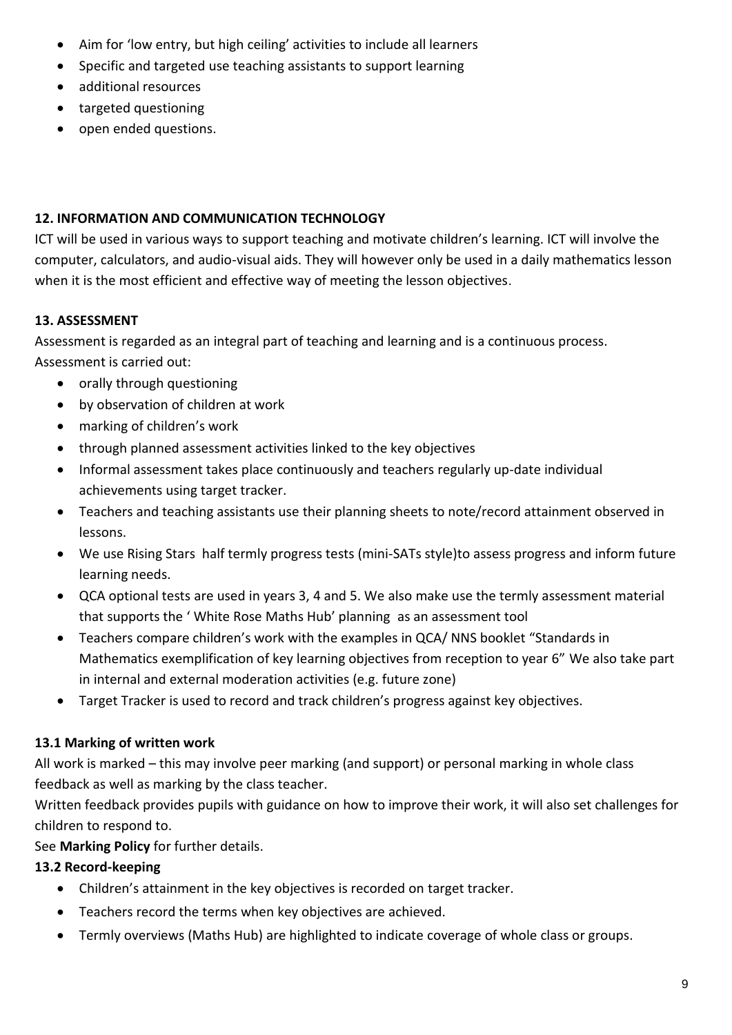- Aim for 'low entry, but high ceiling' activities to include all learners
- Specific and targeted use teaching assistants to support learning
- additional resources
- targeted questioning
- open ended questions.

### 12. INFORMATION AND COMMUNICATION TECHNOLOGY

ICT will be used in various ways to support teaching and motivate children's learning. ICT will involve the computer, calculators, and audio-visual aids. They will however only be used in a daily mathematics lesson when it is the most efficient and effective way of meeting the lesson objectives.

### 13. ASSESSMENT

Assessment is regarded as an integral part of teaching and learning and is a continuous process. Assessment is carried out:

- orally through questioning
- by observation of children at work
- marking of children's work
- through planned assessment activities linked to the key objectives
- Informal assessment takes place continuously and teachers regularly up-date individual achievements using target tracker.
- Teachers and teaching assistants use their planning sheets to note/record attainment observed in lessons.
- We use Rising Stars half termly progress tests (mini-SATs style)to assess progress and inform future learning needs.
- QCA optional tests are used in years 3, 4 and 5. We also make use the termly assessment material that supports the ' White Rose Maths Hub' planning as an assessment tool
- Teachers compare children's work with the examples in QCA/ NNS booklet "Standards in Mathematics exemplification of key learning objectives from reception to year 6" We also take part in internal and external moderation activities (e.g. future zone)
- Target Tracker is used to record and track children's progress against key objectives.

#### 13.1 Marking of written work

All work is marked – this may involve peer marking (and support) or personal marking in whole class feedback as well as marking by the class teacher.

Written feedback provides pupils with guidance on how to improve their work, it will also set challenges for children to respond to.

See **Marking Policy** for further details.

#### 13.2 Record-keeping

- Children's attainment in the key objectives is recorded on target tracker.
- Teachers record the terms when key objectives are achieved.
- Termly overviews (Maths Hub) are highlighted to indicate coverage of whole class or groups.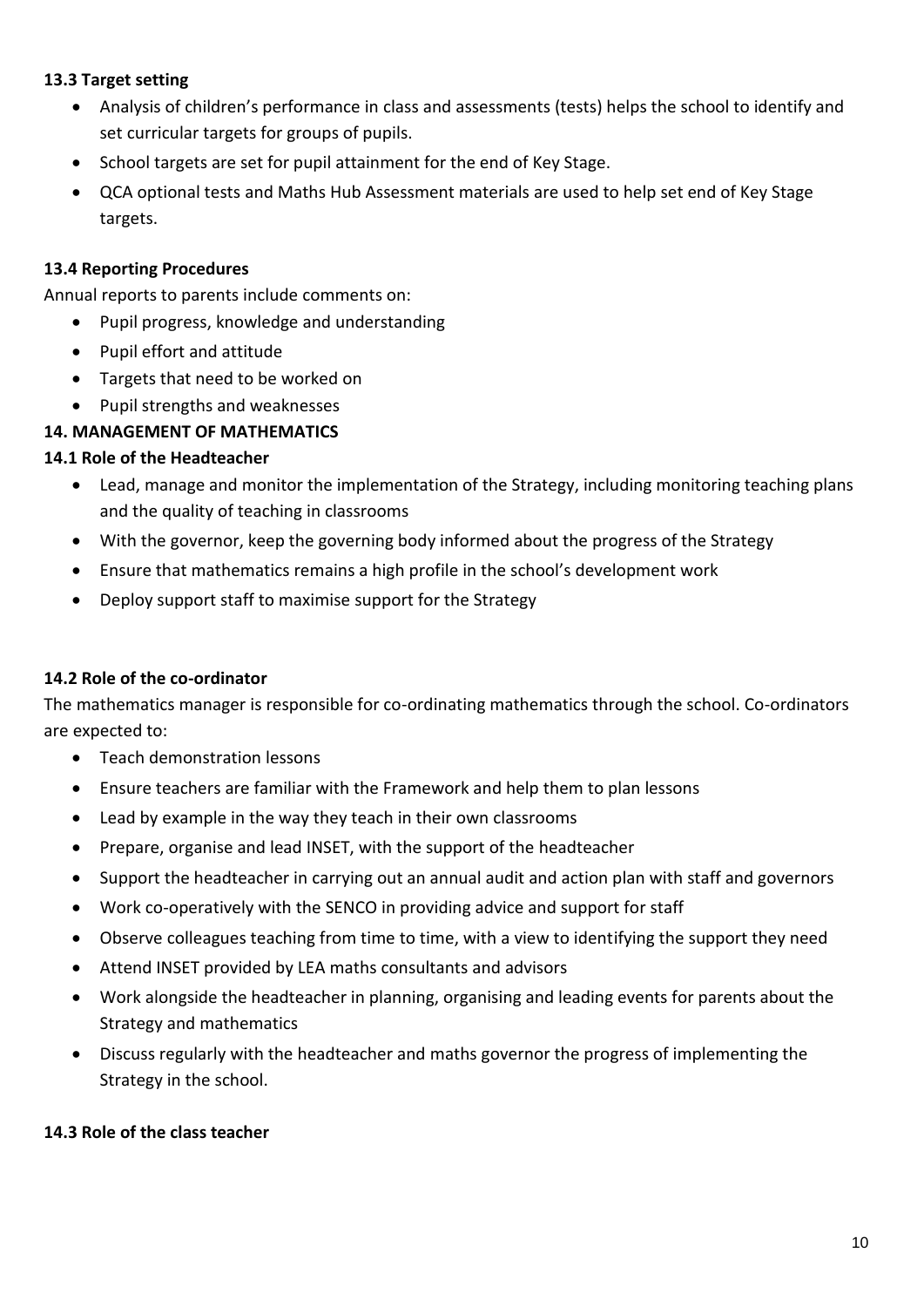### 13.3 Target setting

- Analysis of children's performance in class and assessments (tests) helps the school to identify and set curricular targets for groups of pupils.
- School targets are set for pupil attainment for the end of Key Stage.
- QCA optional tests and Maths Hub Assessment materials are used to help set end of Key Stage targets.

### 13.4 Reporting Procedures

Annual reports to parents include comments on:

- Pupil progress, knowledge and understanding
- Pupil effort and attitude
- Targets that need to be worked on
- Pupil strengths and weaknesses

## 14. MANAGEMENT OF MATHEMATICS

### 14.1 Role of the Headteacher

- Lead, manage and monitor the implementation of the Strategy, including monitoring teaching plans and the quality of teaching in classrooms
- With the governor, keep the governing body informed about the progress of the Strategy
- Ensure that mathematics remains a high profile in the school's development work
- Deploy support staff to maximise support for the Strategy

### 14.2 Role of the co-ordinator

The mathematics manager is responsible for co-ordinating mathematics through the school. Co-ordinators are expected to:

- Teach demonstration lessons
- Ensure teachers are familiar with the Framework and help them to plan lessons
- Lead by example in the way they teach in their own classrooms
- Prepare, organise and lead INSET, with the support of the headteacher
- Support the headteacher in carrying out an annual audit and action plan with staff and governors
- Work co-operatively with the SENCO in providing advice and support for staff
- Observe colleagues teaching from time to time, with a view to identifying the support they need
- Attend INSET provided by LEA maths consultants and advisors
- Work alongside the headteacher in planning, organising and leading events for parents about the Strategy and mathematics
- Discuss regularly with the headteacher and maths governor the progress of implementing the Strategy in the school.

### 14.3 Role of the class teacher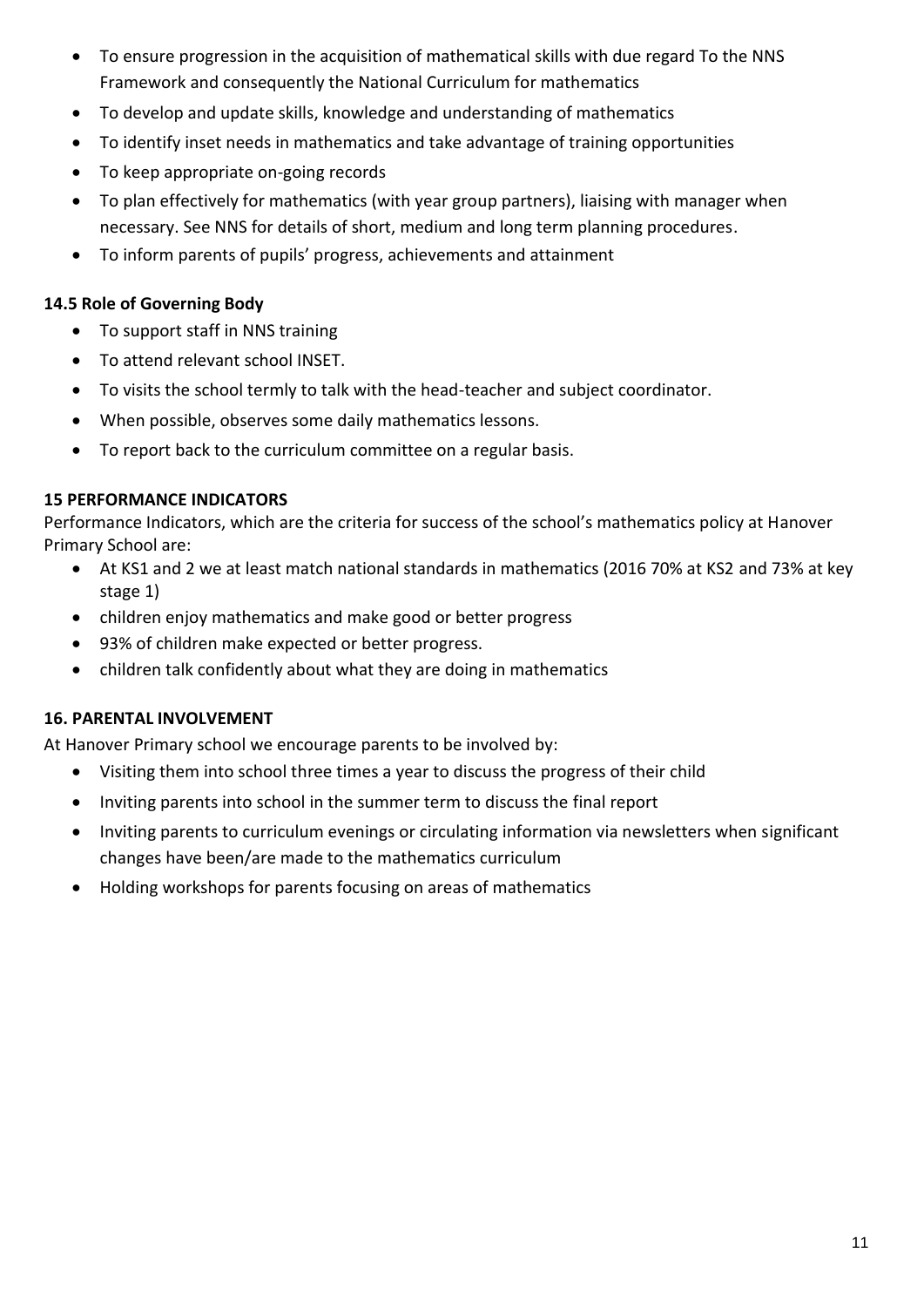- To ensure progression in the acquisition of mathematical skills with due regard To the NNS Framework and consequently the National Curriculum for mathematics
- To develop and update skills, knowledge and understanding of mathematics
- To identify inset needs in mathematics and take advantage of training opportunities
- To keep appropriate on-going records
- To plan effectively for mathematics (with year group partners), liaising with manager when necessary. See NNS for details of short, medium and long term planning procedures.
- To inform parents of pupils' progress, achievements and attainment

**14.5 Role of Governing Body**

- To support staff in NNS training
- To attend relevant school INSET.
- To visits the school termly to talk with the head-teacher and subject coordinator.
- When possible, observes some daily mathematics lessons.
- To report back to the curriculum committee on a regular basis.

**15 PERFORMANCE INDICATORS**

Performance Indicators, which are the criteria for success of the school's mathematics policy at Hanover Primary School are:

- At KS1 and 2 we at least match national standards in mathematics (2016 70% at KS2 and 73% at key stage 1)
- children enjoy mathematics and make good or better progress
- 93% of children make expected or better progress.
- children talk confidently about what they are doing in mathematics

**16. PARENTAL INVOLVEMENT**

At Hanover Primary school we encourage parents to be involved by:

- Visiting them into school three times a year to discuss the progress of their child
- Inviting parents into school in the summer term to discuss the final report
- Inviting parents to curriculum evenings or circulating information via newsletters when significant changes have been/are made to the mathematics curriculum
- Holding workshops for parents focusing on areas of mathematics